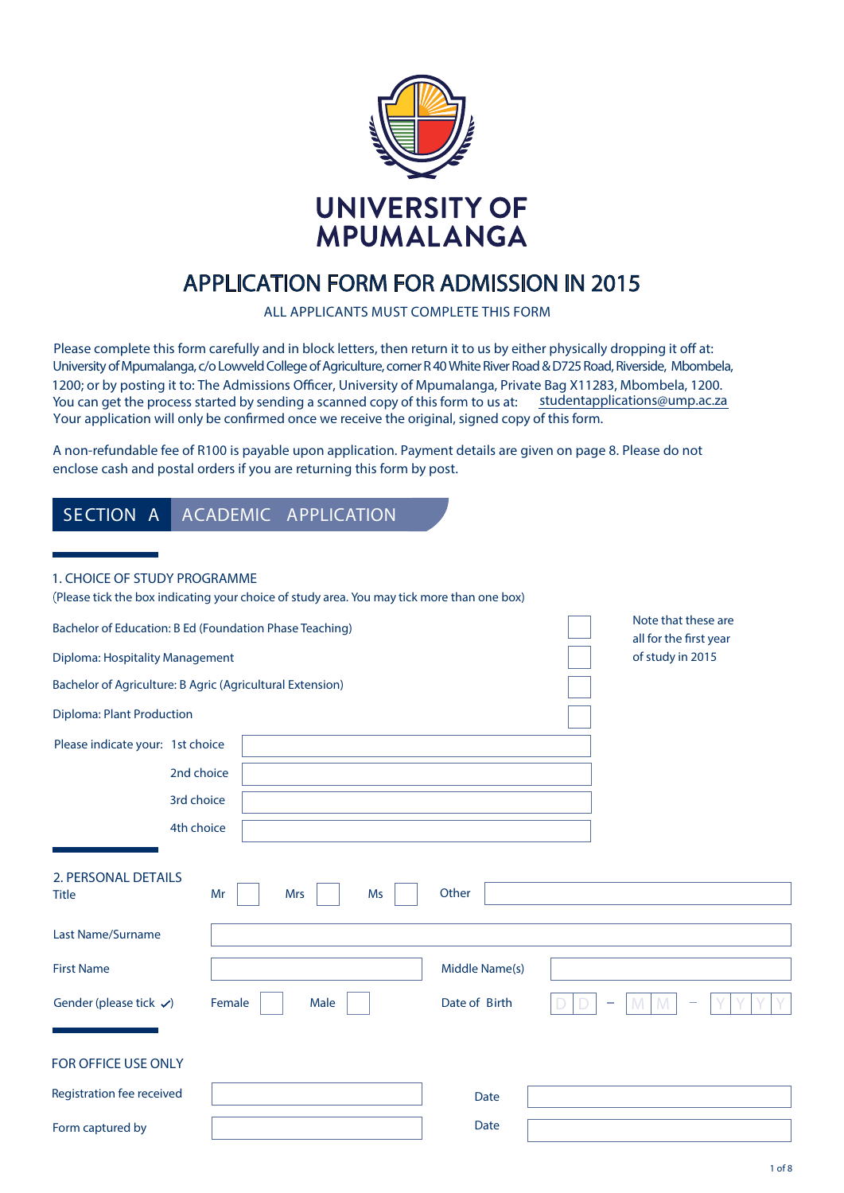# UNIVERSITY OF MPUMALANGA

## APPLICATION FORM FOR ADMISSION IN 2015

ALL APPLICANTS MUST COMPLETE THIS FORM

Please complete this form carefully and in block letters, then return it to us by either physically dropping it off at: University of Mpumalanga, c/o Lowveld College of Agriculture, corner R 40 White River Road & D725 Road, Riverside, Mbombela, 1200; or by posting it to: The Admissions Officer, University of Mpumalanga, Private Bag X11283, Mbombela, 1200. You can get the process started by sending a scanned copy of this form to us at: studentapplications@ump.ac.za
Your application will only be confirmed once we receive the original, signed copy of this form.

A non-refundable fee of R100 is payable upon application. Payment details are given on page 8. Please do not enclose cash and postal orders if you are returning this form by post.

## SECTION A ACADEMIC APPLICATION

### 1. CHOICE OF STUDY PROGRAMME

(Please tick the box indicating your choice of study area. You may tick more than one box)

| | |
|---|---|
| Bachelor of Education: B Ed (Foundation Phase Teaching) | ☐ |
| Diploma: Hospitality Management | ☐ |
| Bachelor of Agriculture: B Agric (Agricultural Extension) | ☐ |
| Diploma: Plant Production | ☐ |

Note that these are all for the first year of study in 2015

Please indicate your:

| | |
|---|---|
| 1st choice | |
| 2nd choice | |
| 3rd choice | |
| 4th choice | |

### 2. PERSONAL DETAILS

Title: Mr ☐ Mrs ☐ Ms ☐ Other ____________

Last Name/Surname ____________

First Name ____________ Middle Name(s) ____________

Gender (please tick ✓) Female ☐ Male ☐ Date of Birth D D – M M – Y Y Y Y

### FOR OFFICE USE ONLY

| | | | |
|---|---|---|---|
| Registration fee received | | Date | |
| Form captured by | | Date | |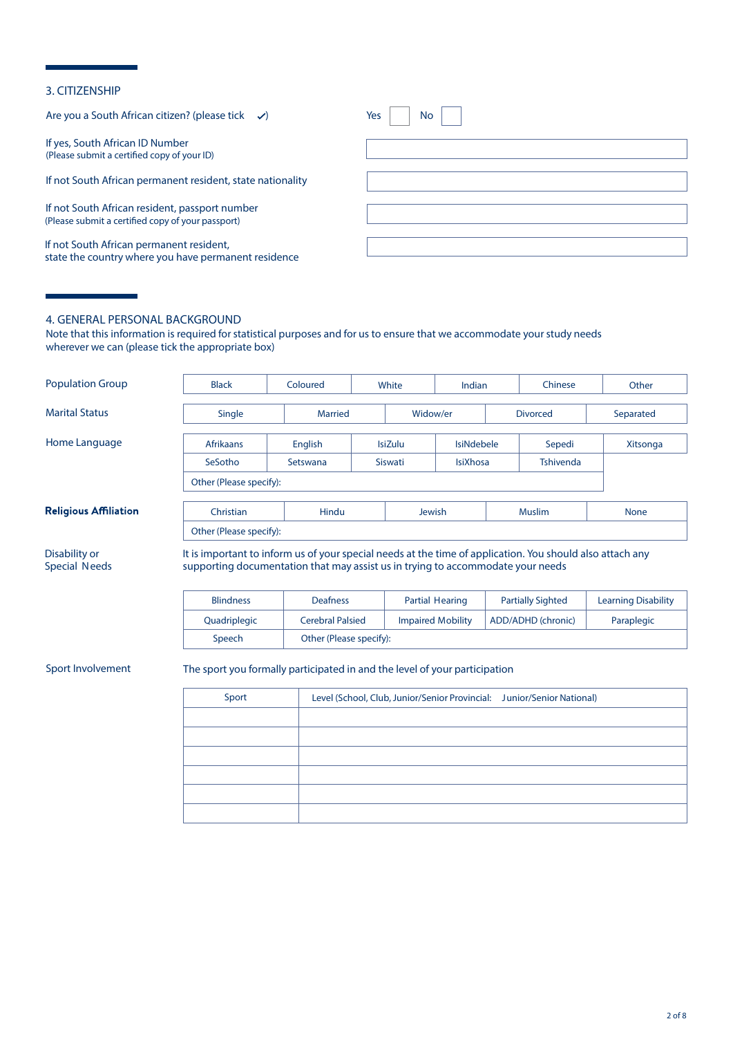## 3. CITIZENSHIP

| | |
|---|---|
| Are you a South African citizen? (please tick ✓) | Yes ☐ No ☐ |
| If yes, South African ID Number<br>(Please submit a certified copy of your ID) | |
| If not South African permanent resident, state nationality | |
| If not South African resident, passport number<br>(Please submit a certified copy of your passport) | |
| If not South African permanent resident,<br>state the country where you have permanent residence | |

## 4. GENERAL PERSONAL BACKGROUND

Note that this information is required for statistical purposes and for us to ensure that we accommodate your study needs wherever we can (please tick the appropriate box)

**Population Group**

| | | | | | |
|---|---|---|---|---|---|
| Black | Coloured | White | Indian | Chinese | Other |

**Marital Status**

| | | | | |
|---|---|---|---|---|
| Single | Married | Widow/er | Divorced | Separated |

**Home Language**

| | | | | | |
|---|---|---|---|---|---|
| Afrikaans | English | IsiZulu | IsiNdebele | Sepedi | Xitsonga |
| SeSotho | Setswana | Siswati | IsiXhosa | Tshivenda | |
| Other (Please specify): | | | | | |

**Religious Affiliation**

| | | | | |
|---|---|---|---|---|
| Christian | Hindu | Jewish | Muslim | None |
| Other (Please specify): | | | | |

**Disability or Special Needs**

It is important to inform us of your special needs at the time of application. You should also attach any supporting documentation that may assist us in trying to accommodate your needs

| | | | | |
|---|---|---|---|---|
| Blindness | Deafness | Partial Hearing | Partially Sighted | Learning Disability |
| Quadriplegic | Cerebral Palsied | Impaired Mobility | ADD/ADHD (chronic) | Paraplegic |
| Speech | Other (Please specify): | | | |

**Sport Involvement**

The sport you formally participated in and the level of your participation

| Sport | Level (School, Club, Junior/Senior Provincial: Junior/Senior National) |
|---|---|
| | |
| | |
| | |
| | |
| | |
| | |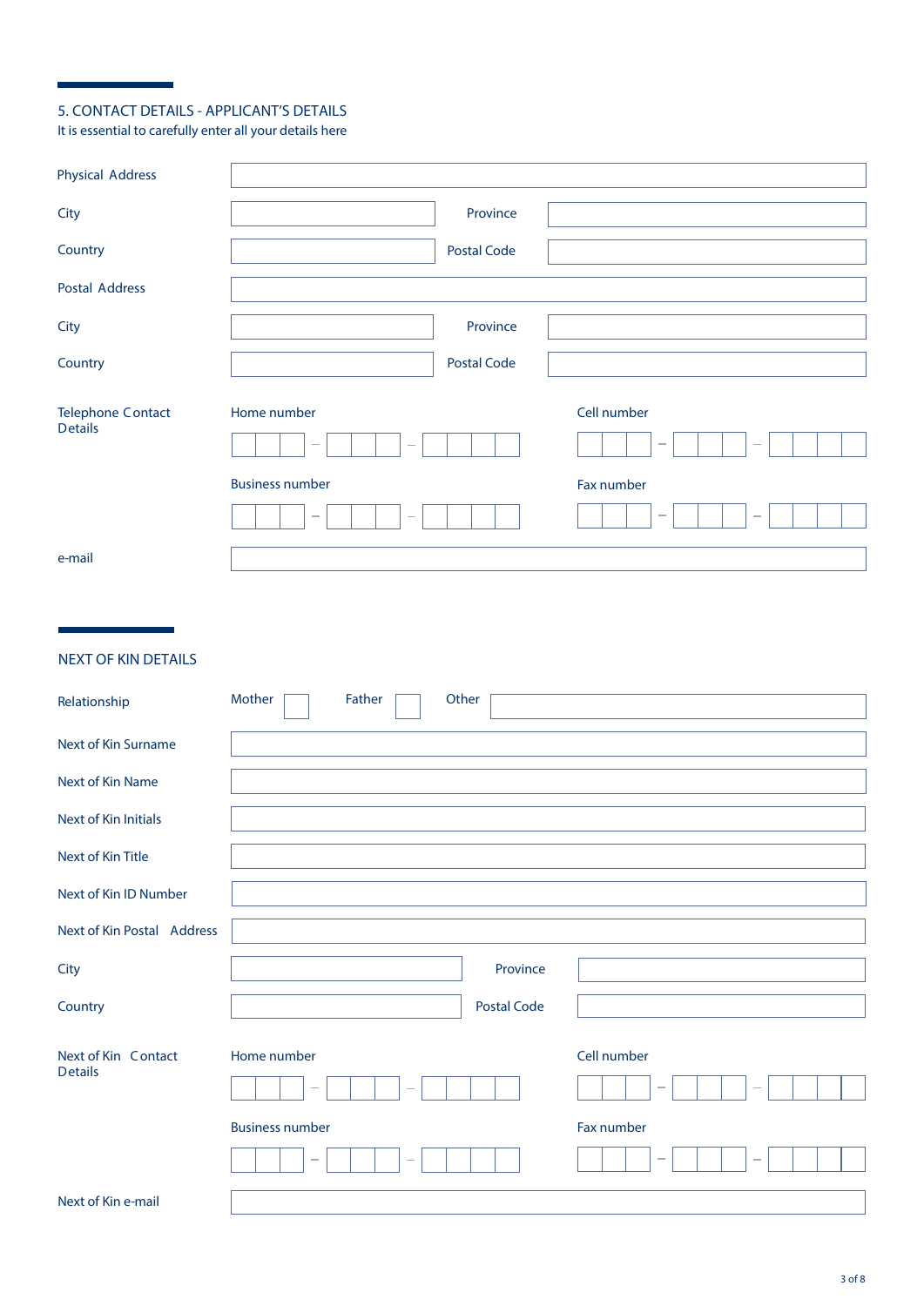## 5. CONTACT DETAILS - APPLICANT'S DETAILS

It is essential to carefully enter all your details here

| | | | |
|---|---|---|---|
| Physical Address | | | |
| City | | Province | |
| Country | | Postal Code | |
| Postal Address | | | |
| City | | Province | |
| Country | | Postal Code | |

Telephone Contact Details

| | |
|---|---|
| Home number | Cell number |
| ☐☐☐ – ☐☐☐ – ☐☐☐☐ | ☐☐☐ – ☐☐☐ – ☐☐☐☐ |
| Business number | Fax number |
| ☐☐☐ – ☐☐☐ – ☐☐☐☐ | ☐☐☐ – ☐☐☐ – ☐☐☐☐ |

e-mail

## NEXT OF KIN DETAILS

Relationship: Mother ☐ Father ☐ Other ______

| | | | |
|---|---|---|---|
| Next of Kin Surname | | | |
| Next of Kin Name | | | |
| Next of Kin Initials | | | |
| Next of Kin Title | | | |
| Next of Kin ID Number | | | |
| Next of Kin Postal Address | | | |
| City | | Province | |
| Country | | Postal Code | |

Next of Kin Contact Details

| | |
|---|---|
| Home number | Cell number |
| ☐☐☐ – ☐☐☐ – ☐☐☐☐ | ☐☐☐ – ☐☐☐ – ☐☐☐☐ |
| Business number | Fax number |
| ☐☐☐ – ☐☐☐ – ☐☐☐☐ | ☐☐☐ – ☐☐☐ – ☐☐☐☐ |

Next of Kin e-mail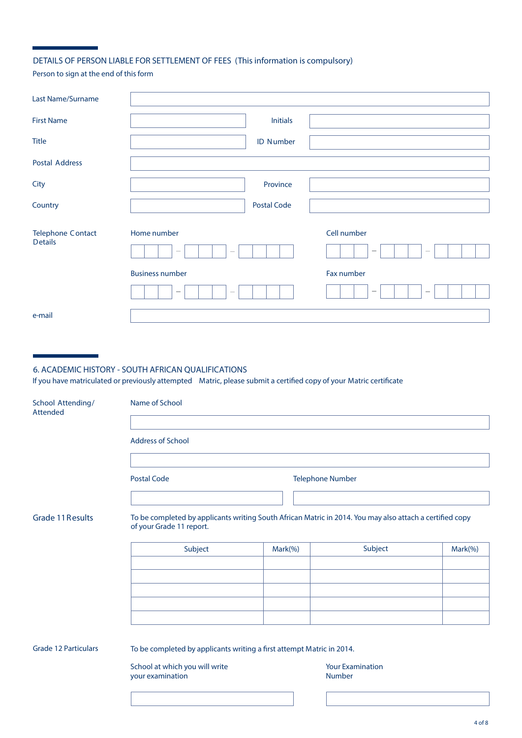## DETAILS OF PERSON LIABLE FOR SETTLEMENT OF FEES (This information is compulsory)

Person to sign at the end of this form

Last Name/Surname

First Name | Initials

Title | ID Number

Postal Address

City | Province

Country | Postal Code

Telephone Contact Details

Home number | Cell number

Business number | Fax number

e-mail

## 6. ACADEMIC HISTORY - SOUTH AFRICAN QUALIFICATIONS

If you have matriculated or previously attempted Matric, please submit a certified copy of your Matric certificate

**School Attending/ Attended**

Name of School

Address of School

Postal Code | Telephone Number

**Grade 11 Results**

To be completed by applicants writing South African Matric in 2014. You may also attach a certified copy of your Grade 11 report.

| Subject | Mark(%) | Subject | Mark(%) |
|---|---|---|---|
| | | | |
| | | | |
| | | | |
| | | | |
| | | | |

**Grade 12 Particulars**

To be completed by applicants writing a first attempt Matric in 2014.

School at which you will write your examination | Your Examination Number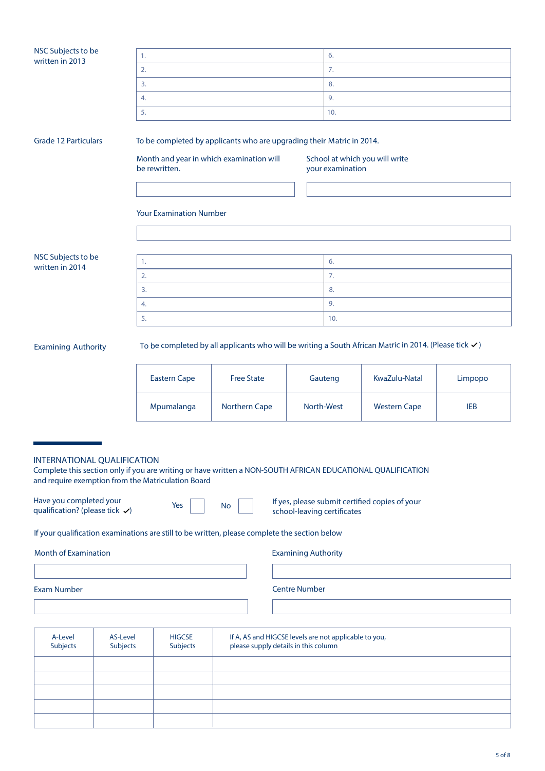NSC Subjects to be written in 2013

| | |
|---|---|
| 1. | 6. |
| 2. | 7. |
| 3. | 8. |
| 4. | 9. |
| 5. | 10. |

Grade 12 Particulars

To be completed by applicants who are upgrading their Matric in 2014.

Month and year in which examination will be rewritten.

School at which you will write your examination

Your Examination Number

NSC Subjects to be written in 2014

| | |
|---|---|
| 1. | 6. |
| 2. | 7. |
| 3. | 8. |
| 4. | 9. |
| 5. | 10. |

Examining Authority

To be completed by all applicants who will be writing a South African Matric in 2014. (Please tick ✓)

| | | | | |
|---|---|---|---|---|
| Eastern Cape | Free State | Gauteng | KwaZulu-Natal | Limpopo |
| Mpumalanga | Northern Cape | North-West | Western Cape | IEB |

## INTERNATIONAL QUALIFICATION

Complete this section only if you are writing or have written a NON-SOUTH AFRICAN EDUCATIONAL QUALIFICATION and require exemption from the Matriculation Board

Have you completed your qualification? (please tick ✓) Yes ☐ No ☐

If yes, please submit certified copies of your school-leaving certificates

If your qualification examinations are still to be written, please complete the section below

Month of Examination

Examining Authority

Exam Number

Centre Number

| A-Level Subjects | AS-Level Subjects | HIGCSE Subjects | If A, AS and HIGCSE levels are not applicable to you, please supply details in this column |
|---|---|---|---|
| | | | |
| | | | |
| | | | |
| | | | |
| | | | |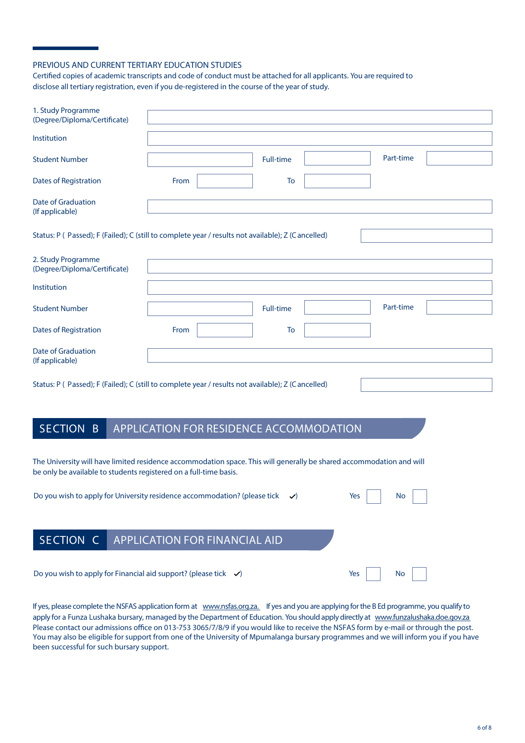## PREVIOUS AND CURRENT TERTIARY EDUCATION STUDIES

Certified copies of academic transcripts and code of conduct must be attached for all applicants. You are required to disclose all tertiary registration, even if you de-registered in the course of the year of study.

| | | | | | |
|---|---|---|---|---|---|
| 1. Study Programme (Degree/Diploma/Certificate) | | | | | |
| Institution | | | | | |
| Student Number | | Full-time | | Part-time | |
| Dates of Registration | From | | To | | |
| Date of Graduation (If applicable) | | | | | |

Status: P ( Passed); F (Failed); C (still to complete year / results not available); Z (Cancelled)

| | | | | | |
|---|---|---|---|---|---|
| 2. Study Programme (Degree/Diploma/Certificate) | | | | | |
| Institution | | | | | |
| Student Number | | Full-time | | Part-time | |
| Dates of Registration | From | | To | | |
| Date of Graduation (If applicable) | | | | | |

Status: P ( Passed); F (Failed); C (still to complete year / results not available); Z (Cancelled)

## SECTION B APPLICATION FOR RESIDENCE ACCOMMODATION

The University will have limited residence accommodation space. This will generally be shared accommodation and will be only be available to students registered on a full-time basis.

Do you wish to apply for University residence accommodation? (please tick ✓) Yes ☐ No ☐

## SECTION C APPLICATION FOR FINANCIAL AID

Do you wish to apply for Financial aid support? (please tick ✓) Yes ☐ No ☐

If yes, please complete the NSFAS application form at www.nsfas.org.za. If yes and you are applying for the B Ed programme, you qualify to apply for a Funza Lushaka bursary, managed by the Department of Education. You should apply directly at www.funzalushaka.doe.gov.za Please contact our admissions office on 013-753 3065/7/8/9 if you would like to receive the NSFAS form by e-mail or through the post. You may also be eligible for support from one of the University of Mpumalanga bursary programmes and we will inform you if you have been successful for such bursary support.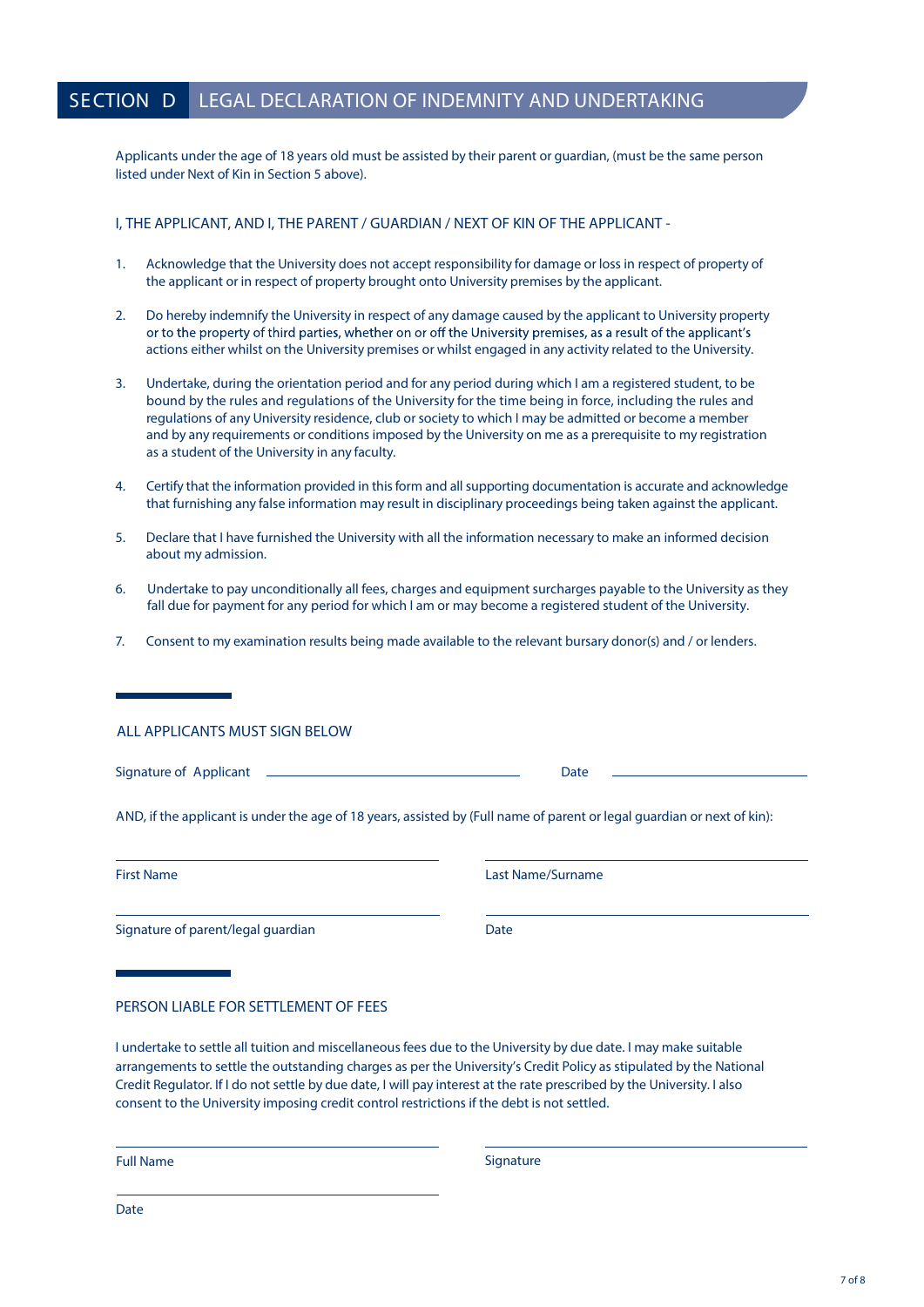## SECTION D LEGAL DECLARATION OF INDEMNITY AND UNDERTAKING

Applicants under the age of 18 years old must be assisted by their parent or guardian, (must be the same person listed under Next of Kin in Section 5 above).

I, THE APPLICANT, AND I, THE PARENT / GUARDIAN / NEXT OF KIN OF THE APPLICANT -

1. Acknowledge that the University does not accept responsibility for damage or loss in respect of property of the applicant or in respect of property brought onto University premises by the applicant.
2. Do hereby indemnify the University in respect of any damage caused by the applicant to University property or to the property of third parties, whether on or off the University premises, as a result of the applicant's actions either whilst on the University premises or whilst engaged in any activity related to the University.
3. Undertake, during the orientation period and for any period during which I am a registered student, to be bound by the rules and regulations of the University for the time being in force, including the rules and regulations of any University residence, club or society to which I may be admitted or become a member and by any requirements or conditions imposed by the University on me as a prerequisite to my registration as a student of the University in any faculty.
4. Certify that the information provided in this form and all supporting documentation is accurate and acknowledge that furnishing any false information may result in disciplinary proceedings being taken against the applicant.
5. Declare that I have furnished the University with all the information necessary to make an informed decision about my admission.
6. Undertake to pay unconditionally all fees, charges and equipment surcharges payable to the University as they fall due for payment for any period for which I am or may become a registered student of the University.
7. Consent to my examination results being made available to the relevant bursary donor(s) and / or lenders.

### ALL APPLICANTS MUST SIGN BELOW

Signature of Applicant ______________________ Date ______________

AND, if the applicant is under the age of 18 years, assisted by (Full name of parent or legal guardian or next of kin):

| | |
|---|---|
| First Name | Last Name/Surname |
| Signature of parent/legal guardian | Date |

### PERSON LIABLE FOR SETTLEMENT OF FEES

I undertake to settle all tuition and miscellaneous fees due to the University by due date. I may make suitable arrangements to settle the outstanding charges as per the University's Credit Policy as stipulated by the National Credit Regulator. If I do not settle by due date, I will pay interest at the rate prescribed by the University. I also consent to the University imposing credit control restrictions if the debt is not settled.

| | |
|---|---|
| Full Name | Signature |
| Date | |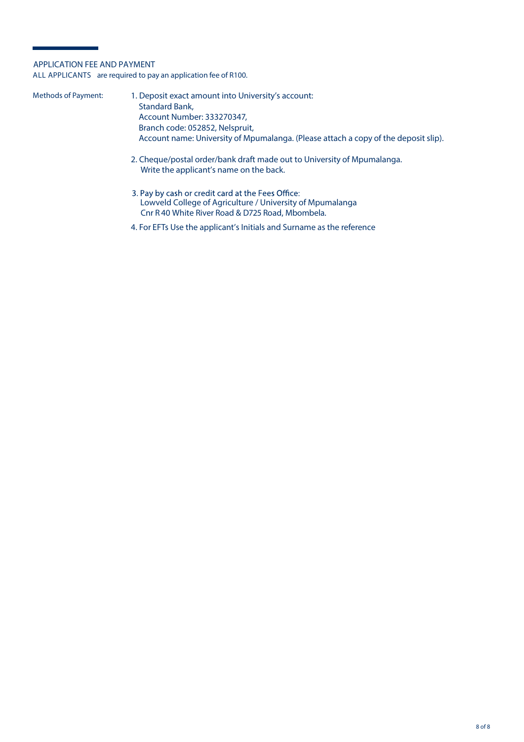## APPLICATION FEE AND PAYMENT

ALL APPLICANTS are required to pay an application fee of R100.

Methods of Payment:

1. Deposit exact amount into University's account:
   Standard Bank,
   Account Number: 333270347,
   Branch code: 052852, Nelspruit,
   Account name: University of Mpumalanga. (Please attach a copy of the deposit slip).

2. Cheque/postal order/bank draft made out to University of Mpumalanga.
   Write the applicant's name on the back.

3. Pay by cash or credit card at the Fees Office:
   Lowveld College of Agriculture / University of Mpumalanga
   Cnr R 40 White River Road & D725 Road, Mbombela.

4. For EFTs Use the applicant's Initials and Surname as the reference